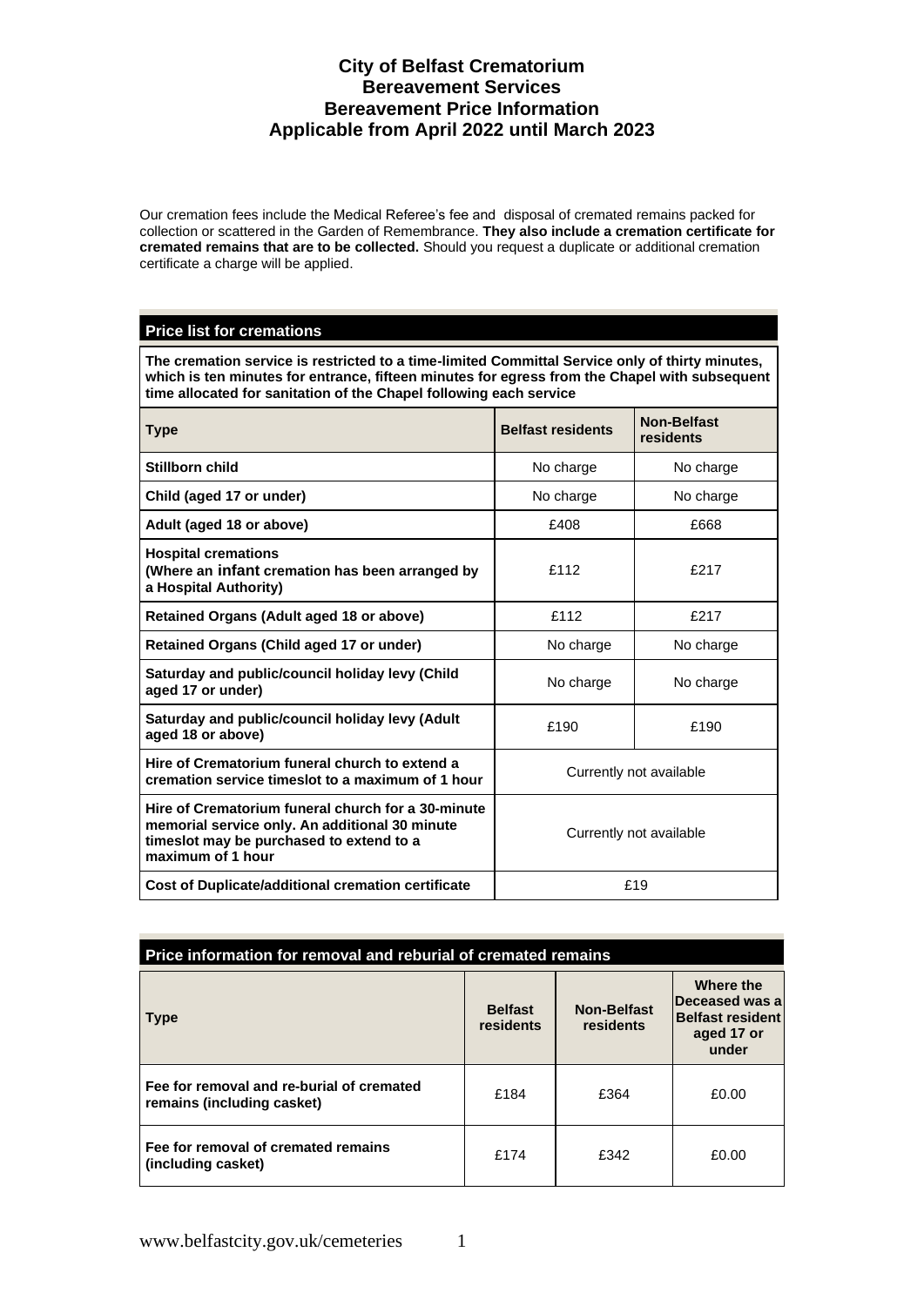# City of Belfast Crematorium
## Bereavement Services
## Bereavement Price Information
## Applicable from April 2022 until March 2023

Our cremation fees include the Medical Referee's fee and disposal of cremated remains packed for collection or scattered in the Garden of Remembrance. **They also include a cremation certificate for cremated remains that are to be collected.** Should you request a duplicate or additional cremation certificate a charge will be applied.

### Price list for cremations

**The cremation service is restricted to a time-limited Committal Service only of thirty minutes, which is ten minutes for entrance, fifteen minutes for egress from the Chapel with subsequent time allocated for sanitation of the Chapel following each service**

| Type | Belfast residents | Non-Belfast residents |
|---|---|---|
| **Stillborn child** | No charge | No charge |
| **Child (aged 17 or under)** | No charge | No charge |
| **Adult (aged 18 or above)** | £408 | £668 |
| **Hospital cremations (Where an infant cremation has been arranged by a Hospital Authority)** | £112 | £217 |
| **Retained Organs (Adult aged 18 or above)** | £112 | £217 |
| **Retained Organs (Child aged 17 or under)** | No charge | No charge |
| **Saturday and public/council holiday levy (Child aged 17 or under)** | No charge | No charge |
| **Saturday and public/council holiday levy (Adult aged 18 or above)** | £190 | £190 |
| **Hire of Crematorium funeral church to extend a cremation service timeslot to a maximum of 1 hour** | Currently not available | |
| **Hire of Crematorium funeral church for a 30-minute memorial service only. An additional 30 minute timeslot may be purchased to extend to a maximum of 1 hour** | Currently not available | |
| **Cost of Duplicate/additional cremation certificate** | £19 | |

### Price information for removal and reburial of cremated remains

| Type | Belfast residents | Non-Belfast residents | Where the Deceased was a Belfast resident aged 17 or under |
|---|---|---|---|
| **Fee for removal and re-burial of cremated remains (including casket)** | £184 | £364 | £0.00 |
| **Fee for removal of cremated remains (including casket)** | £174 | £342 | £0.00 |

www.belfastcity.gov.uk/cemeteries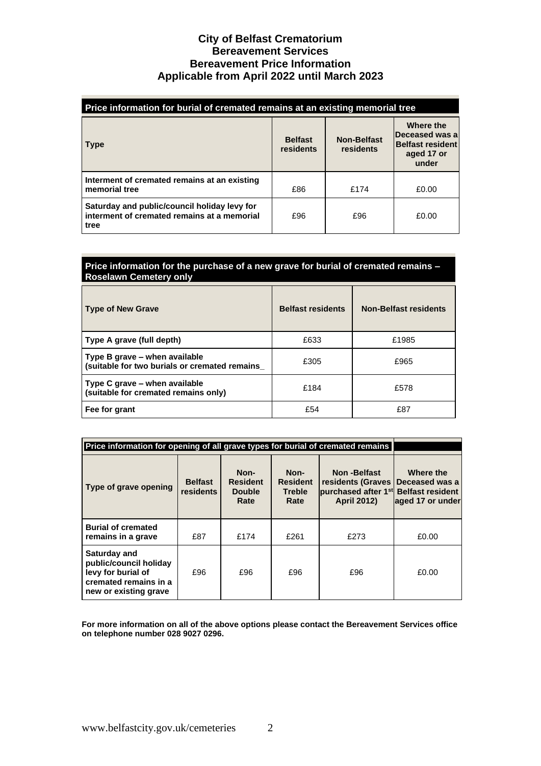# City of Belfast Crematorium
## Bereavement Services
## Bereavement Price Information
## Applicable from April 2022 until March 2023

**Price information for burial of cremated remains at an existing memorial tree**

| Type | Belfast residents | Non-Belfast residents | Where the Deceased was a Belfast resident aged 17 or under |
|---|---|---|---|
| **Interment of cremated remains at an existing memorial tree** | £86 | £174 | £0.00 |
| **Saturday and public/council holiday levy for interment of cremated remains at a memorial tree** | £96 | £96 | £0.00 |

**Price information for the purchase of a new grave for burial of cremated remains – Roselawn Cemetery only**

| Type of New Grave | Belfast residents | Non-Belfast residents |
|---|---|---|
| **Type A grave (full depth)** | £633 | £1985 |
| **Type B grave – when available (suitable for two burials or cremated remains_** | £305 | £965 |
| **Type C grave – when available (suitable for cremated remains only)** | £184 | £578 |
| **Fee for grant** | £54 | £87 |

**Price information for opening of all grave types for burial of cremated remains**

| Type of grave opening | Belfast residents | Non-Resident Double Rate | Non-Resident Treble Rate | Non -Belfast residents (Graves purchased after 1st April 2012) | Where the Deceased was a Belfast resident aged 17 or under |
|---|---|---|---|---|---|
| **Burial of cremated remains in a grave** | £87 | £174 | £261 | £273 | £0.00 |
| **Saturday and public/council holiday levy for burial of cremated remains in a new or existing grave** | £96 | £96 | £96 | £96 | £0.00 |

**For more information on all of the above options please contact the Bereavement Services office on telephone number 028 9027 0296.**

www.belfastcity.gov.uk/cemeteries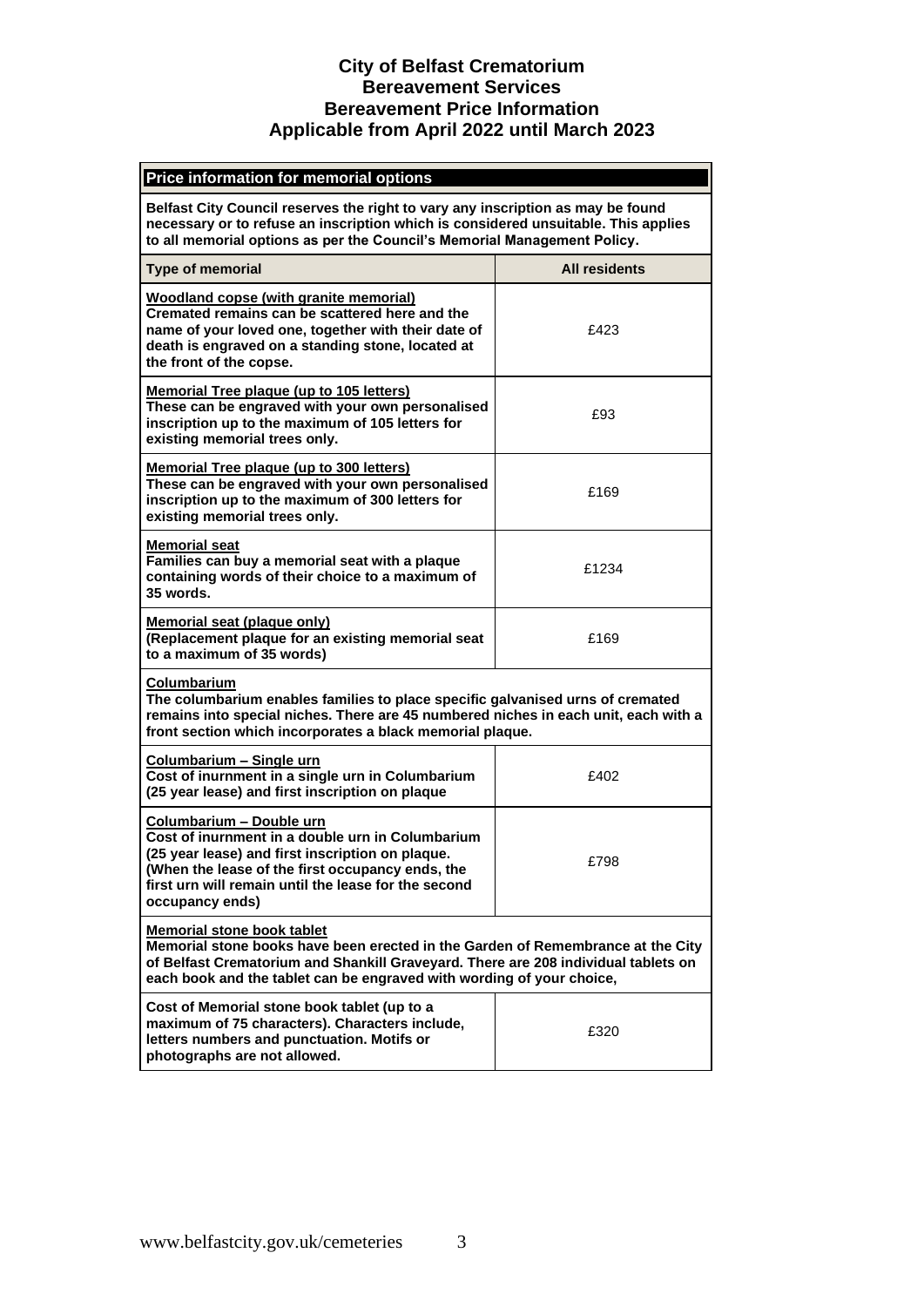# City of Belfast Crematorium
## Bereavement Services
## Bereavement Price Information
## Applicable from April 2022 until March 2023

**Price information for memorial options**

**Belfast City Council reserves the right to vary any inscription as may be found necessary or to refuse an inscription which is considered unsuitable. This applies to all memorial options as per the Council's Memorial Management Policy.**

| Type of memorial | All residents |
|---|---|
| **Woodland copse (with granite memorial)** Cremated remains can be scattered here and the name of your loved one, together with their date of death is engraved on a standing stone, located at the front of the copse. | £423 |
| **Memorial Tree plaque (up to 105 letters)** These can be engraved with your own personalised inscription up to the maximum of 105 letters for existing memorial trees only. | £93 |
| **Memorial Tree plaque (up to 300 letters)** These can be engraved with your own personalised inscription up to the maximum of 300 letters for existing memorial trees only. | £169 |
| **Memorial seat** Families can buy a memorial seat with a plaque containing words of their choice to a maximum of 35 words. | £1234 |
| **Memorial seat (plaque only)** (Replacement plaque for an existing memorial seat to a maximum of 35 words) | £169 |
| **Columbarium** The columbarium enables families to place specific galvanised urns of cremated remains into special niches. There are 45 numbered niches in each unit, each with a front section which incorporates a black memorial plaque. | |
| **Columbarium – Single urn** Cost of inurnment in a single urn in Columbarium (25 year lease) and first inscription on plaque | £402 |
| **Columbarium – Double urn** Cost of inurnment in a double urn in Columbarium (25 year lease) and first inscription on plaque. (When the lease of the first occupancy ends, the first urn will remain until the lease for the second occupancy ends) | £798 |
| **Memorial stone book tablet** Memorial stone books have been erected in the Garden of Remembrance at the City of Belfast Crematorium and Shankill Graveyard. There are 208 individual tablets on each book and the tablet can be engraved with wording of your choice, | |
| Cost of Memorial stone book tablet (up to a maximum of 75 characters). Characters include, letters numbers and punctuation. Motifs or photographs are not allowed. | £320 |

www.belfastcity.gov.uk/cemeteries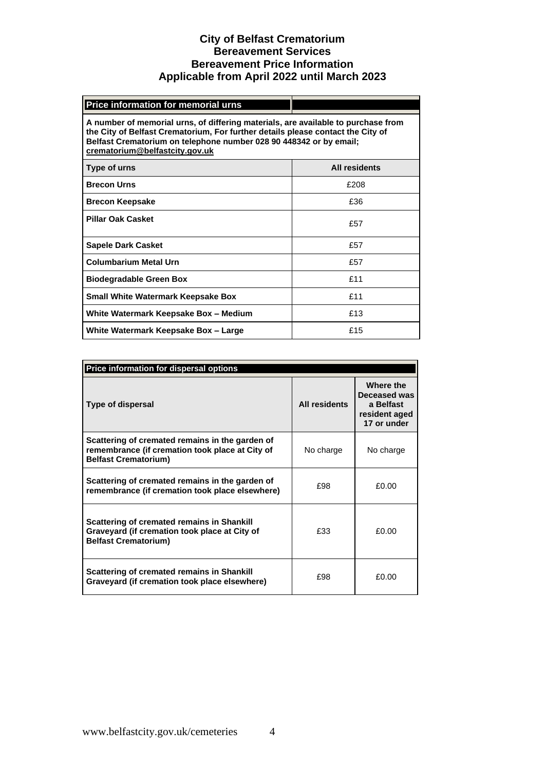# City of Belfast Crematorium
## Bereavement Services
## Bereavement Price Information
## Applicable from April 2022 until March 2023

| Price information for memorial urns | |
|---|---|
| A number of memorial urns, of differing materials, are available to purchase from the City of Belfast Crematorium, For further details please contact the City of Belfast Crematorium on telephone number 028 90 448342 or by email; crematorium@belfastcity.gov.uk | |
| **Type of urns** | **All residents** |
| **Brecon Urns** | £208 |
| **Brecon Keepsake** | £36 |
| **Pillar Oak Casket** | £57 |
| **Sapele Dark Casket** | £57 |
| **Columbarium Metal Urn** | £57 |
| **Biodegradable Green Box** | £11 |
| **Small White Watermark Keepsake Box** | £11 |
| **White Watermark Keepsake Box – Medium** | £13 |
| **White Watermark Keepsake Box – Large** | £15 |

| Price information for dispersal options | | |
|---|---|---|
| **Type of dispersal** | **All residents** | **Where the Deceased was a Belfast resident aged 17 or under** |
| **Scattering of cremated remains in the garden of remembrance (if cremation took place at City of Belfast Crematorium)** | No charge | No charge |
| **Scattering of cremated remains in the garden of remembrance (if cremation took place elsewhere)** | £98 | £0.00 |
| **Scattering of cremated remains in Shankill Graveyard (if cremation took place at City of Belfast Crematorium)** | £33 | £0.00 |
| **Scattering of cremated remains in Shankill Graveyard (if cremation took place elsewhere)** | £98 | £0.00 |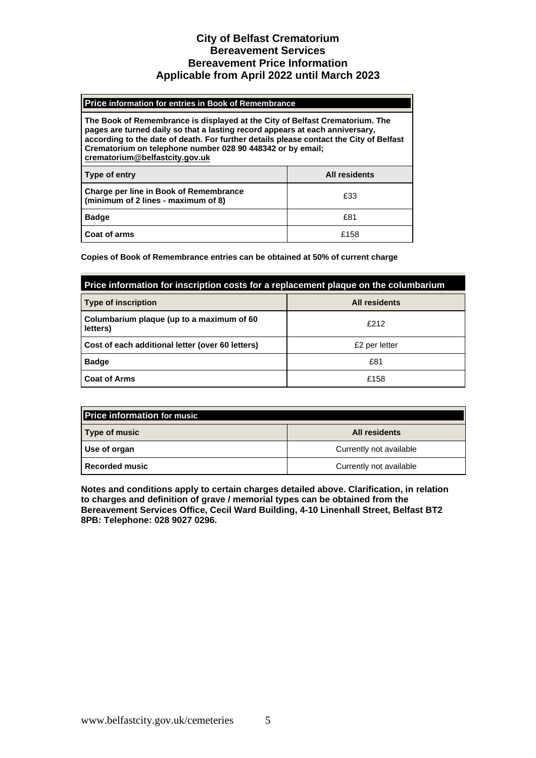# City of Belfast Crematorium
## Bereavement Services
## Bereavement Price Information
## Applicable from April 2022 until March 2023

**Price information for entries in Book of Remembrance**

**The Book of Remembrance is displayed at the City of Belfast Crematorium. The pages are turned daily so that a lasting record appears at each anniversary, according to the date of death. For further details please contact the City of Belfast Crematorium on telephone number 028 90 448342 or by email; crematorium@belfastcity.gov.uk**

| Type of entry | All residents |
|---|---|
| **Charge per line in Book of Remembrance (minimum of 2 lines - maximum of 8)** | £33 |
| **Badge** | £81 |
| **Coat of arms** | £158 |

**Copies of Book of Remembrance entries can be obtained at 50% of current charge**

**Price information for inscription costs for a replacement plaque on the columbarium**

| Type of inscription | All residents |
|---|---|
| **Columbarium plaque (up to a maximum of 60 letters)** | £212 |
| **Cost of each additional letter (over 60 letters)** | £2 per letter |
| **Badge** | £81 |
| **Coat of Arms** | £158 |

**Price information for music**

| Type of music | All residents |
|---|---|
| **Use of organ** | Currently not available |
| **Recorded music** | Currently not available |

**Notes and conditions apply to certain charges detailed above. Clarification, in relation to charges and definition of grave / memorial types can be obtained from the Bereavement Services Office, Cecil Ward Building, 4-10 Linenhall Street, Belfast BT2 8PB: Telephone: 028 9027 0296.**

www.belfastcity.gov.uk/cemeteries